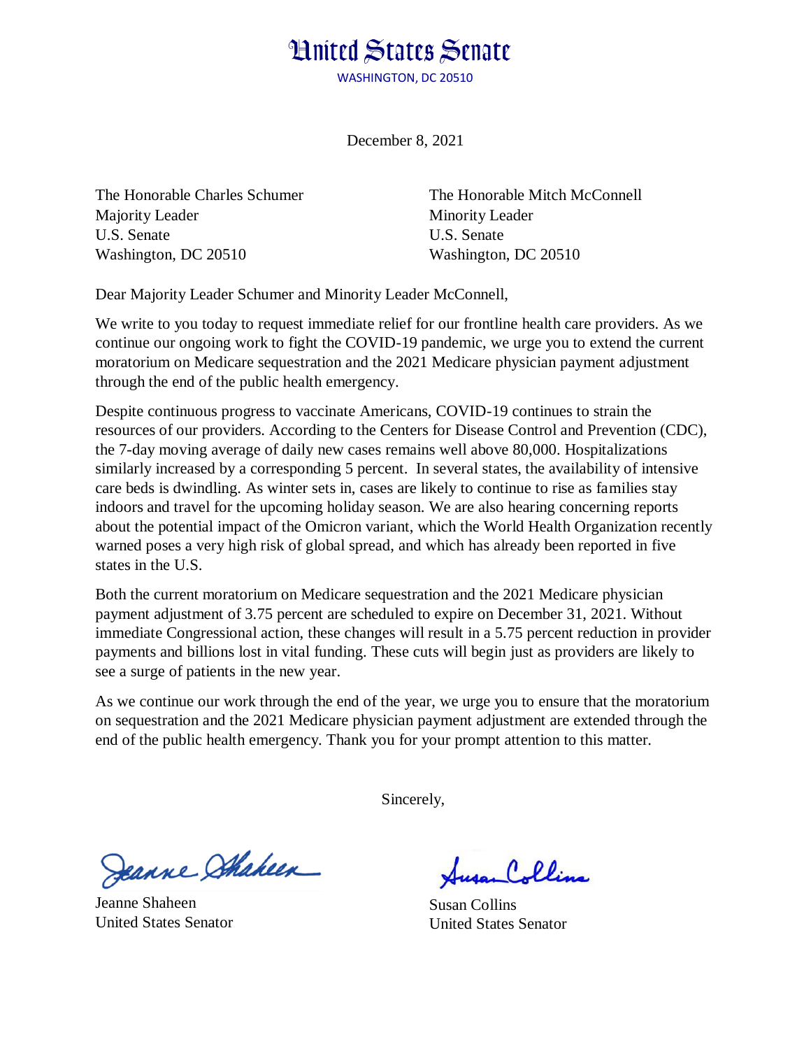# United States Senate

WASHINGTON, DC 20510

December 8, 2021

The Honorable Charles Schumer
Majority Leader
U.S. Senate
Washington, DC 20510

The Honorable Mitch McConnell
Minority Leader
U.S. Senate
Washington, DC 20510

Dear Majority Leader Schumer and Minority Leader McConnell,

We write to you today to request immediate relief for our frontline health care providers. As we continue our ongoing work to fight the COVID-19 pandemic, we urge you to extend the current moratorium on Medicare sequestration and the 2021 Medicare physician payment adjustment through the end of the public health emergency.

Despite continuous progress to vaccinate Americans, COVID-19 continues to strain the resources of our providers. According to the Centers for Disease Control and Prevention (CDC), the 7-day moving average of daily new cases remains well above 80,000. Hospitalizations similarly increased by a corresponding 5 percent. In several states, the availability of intensive care beds is dwindling. As winter sets in, cases are likely to continue to rise as families stay indoors and travel for the upcoming holiday season. We are also hearing concerning reports about the potential impact of the Omicron variant, which the World Health Organization recently warned poses a very high risk of global spread, and which has already been reported in five states in the U.S.

Both the current moratorium on Medicare sequestration and the 2021 Medicare physician payment adjustment of 3.75 percent are scheduled to expire on December 31, 2021. Without immediate Congressional action, these changes will result in a 5.75 percent reduction in provider payments and billions lost in vital funding. These cuts will begin just as providers are likely to see a surge of patients in the new year.

As we continue our work through the end of the year, we urge you to ensure that the moratorium on sequestration and the 2021 Medicare physician payment adjustment are extended through the end of the public health emergency. Thank you for your prompt attention to this matter.

Sincerely,

Jeanne Shaheen
United States Senator

Susan Collins
United States Senator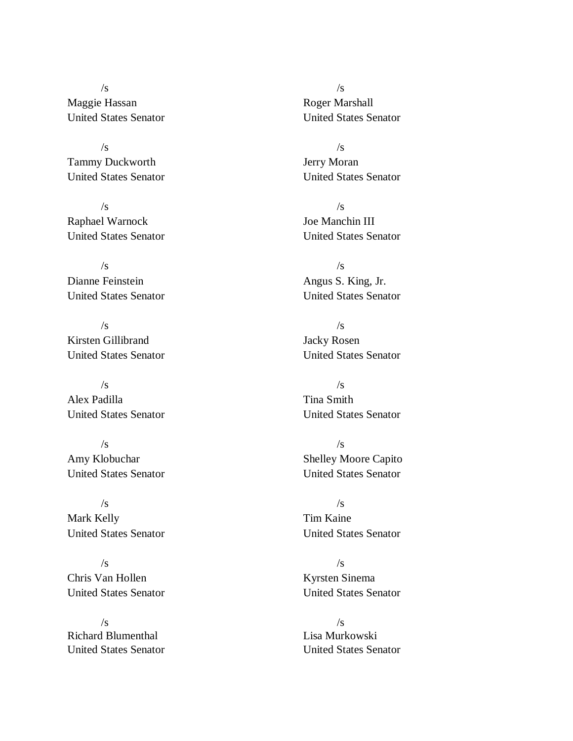/s
Maggie Hassan
United States Senator

/s
Tammy Duckworth
United States Senator

/s
Raphael Warnock
United States Senator

/s
Dianne Feinstein
United States Senator

/s
Kirsten Gillibrand
United States Senator

/s
Alex Padilla
United States Senator

/s
Amy Klobuchar
United States Senator

/s
Mark Kelly
United States Senator

/s
Chris Van Hollen
United States Senator

/s
Richard Blumenthal
United States Senator

/s
Roger Marshall
United States Senator

/s
Jerry Moran
United States Senator

/s
Joe Manchin III
United States Senator

/s
Angus S. King, Jr.
United States Senator

/s
Jacky Rosen
United States Senator

/s
Tina Smith
United States Senator

/s
Shelley Moore Capito
United States Senator

/s
Tim Kaine
United States Senator

/s
Kyrsten Sinema
United States Senator

/s
Lisa Murkowski
United States Senator